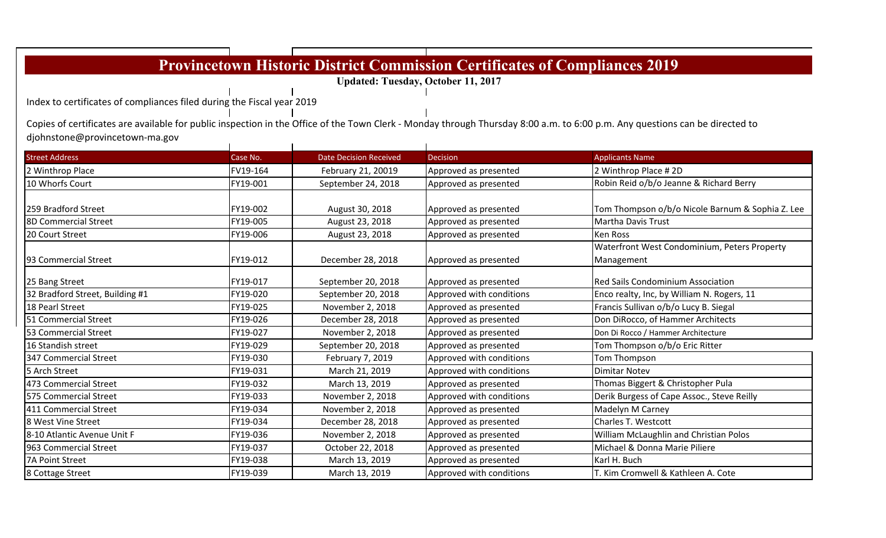# Provincetown Historic District Commission Certificates of Compliances 2019

**Updated: Tuesday, October 11, 2017**

Index to certificates of compliances filed during the Fiscal year 2019

Copies of certificates are available for public inspection in the Office of the Town Clerk - Monday through Thursday 8:00 a.m. to 6:00 p.m. Any questions can be directed to djohnstone@provincetown-ma.gov

| Street Address | Case No. | Date Decision Received | Decision | Applicants Name |
|---|---|---|---|---|
| 2 Winthrop Place | FV19-164 | February 21, 20019 | Approved as presented | 2 Winthrop Place # 2D |
| 10 Whorfs Court | FY19-001 | September 24, 2018 | Approved as presented | Robin Reid o/b/o Jeanne & Richard Berry |
| 259 Bradford Street | FY19-002 | August 30, 2018 | Approved as presented | Tom Thompson o/b/o Nicole Barnum & Sophia Z. Lee |
| 8D Commercial Street | FY19-005 | August 23, 2018 | Approved as presented | Martha Davis Trust |
| 20 Court Street | FY19-006 | August 23, 2018 | Approved as presented | Ken Ross |
| 93 Commercial Street | FY19-012 | December 28, 2018 | Approved as presented | Waterfront West Condominium, Peters Property Management |
| 25 Bang Street | FY19-017 | September 20, 2018 | Approved as presented | Red Sails Condominium Association |
| 32 Bradford Street, Building #1 | FY19-020 | September 20, 2018 | Approved with conditions | Enco realty, Inc, by William N. Rogers, 11 |
| 18 Pearl Street | FY19-025 | November 2, 2018 | Approved as presented | Francis Sullivan o/b/o Lucy B. Siegal |
| 51 Commercial Street | FY19-026 | December 28, 2018 | Approved as presented | Don DiRocco, of Hammer Architects |
| 53 Commercial Street | FY19-027 | November 2, 2018 | Approved as presented | Don Di Rocco / Hammer Architecture |
| 16 Standish street | FY19-029 | September 20, 2018 | Approved as presented | Tom Thompson o/b/o Eric Ritter |
| 347 Commercial Street | FY19-030 | February 7, 2019 | Approved with conditions | Tom Thompson |
| 5 Arch Street | FY19-031 | March 21, 2019 | Approved with conditions | Dimitar Notev |
| 473 Commercial Street | FY19-032 | March 13, 2019 | Approved as presented | Thomas Biggert & Christopher Pula |
| 575 Commercial Street | FY19-033 | November 2, 2018 | Approved with conditions | Derik Burgess of Cape Assoc., Steve Reilly |
| 411 Commercial Street | FY19-034 | November 2, 2018 | Approved as presented | Madelyn M Carney |
| 8 West Vine Street | FY19-034 | December 28, 2018 | Approved as presented | Charles T. Westcott |
| 8-10 Atlantic Avenue Unit F | FY19-036 | November 2, 2018 | Approved as presented | William McLaughlin and Christian Polos |
| 963 Commercial Street | FY19-037 | October 22, 2018 | Approved as presented | Michael & Donna Marie Piliere |
| 7A Point Street | FY19-038 | March 13, 2019 | Approved as presented | Karl H. Buch |
| 8 Cottage Street | FY19-039 | March 13, 2019 | Approved with conditions | T. Kim Cromwell & Kathleen A. Cote |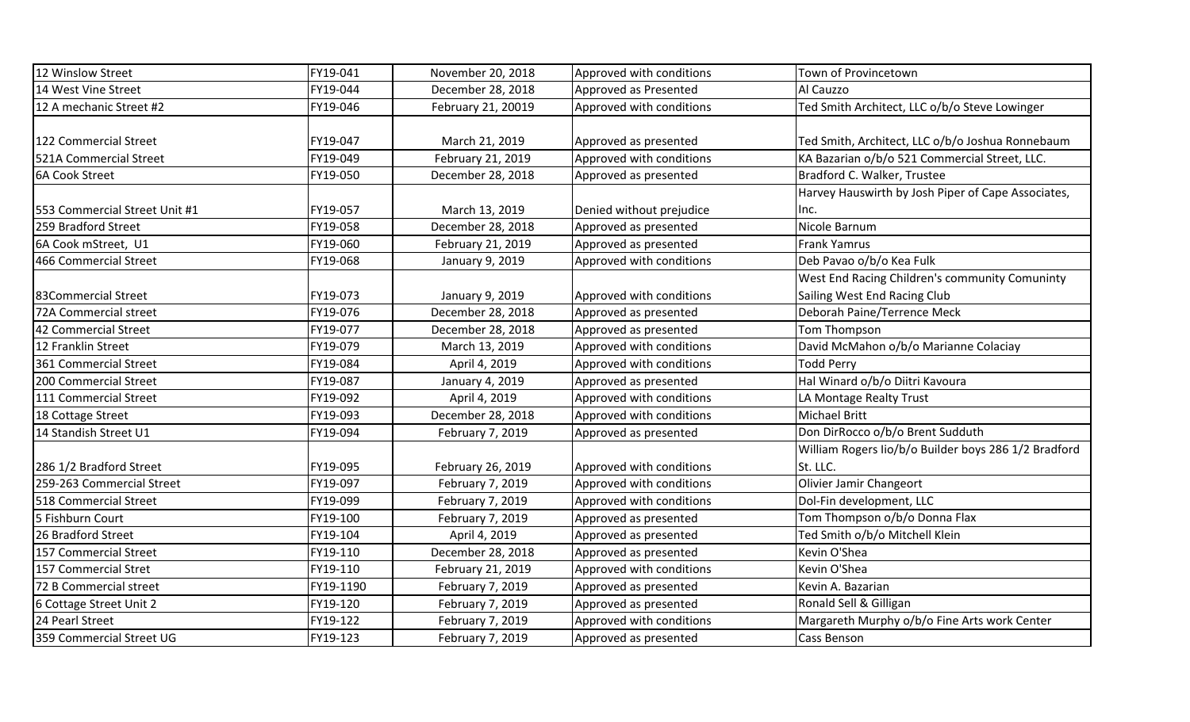| | | | | |
|---|---|---|---|---|
| 12 Winslow Street | FY19-041 | November 20, 2018 | Approved with conditions | Town of Provincetown |
| 14 West Vine Street | FY19-044 | December 28, 2018 | Approved as Presented | Al Cauzzo |
| 12 A mechanic Street #2 | FY19-046 | February 21, 20019 | Approved with conditions | Ted Smith Architect, LLC o/b/o Steve Lowinger |
| 122 Commercial Street | FY19-047 | March 21, 2019 | Approved as presented | Ted Smith, Architect, LLC o/b/o Joshua Ronnebaum |
| 521A Commercial Street | FY19-049 | February 21, 2019 | Approved with conditions | KA Bazarian o/b/o 521 Commercial Street, LLC. |
| 6A Cook Street | FY19-050 | December 28, 2018 | Approved as presented | Bradford C. Walker, Trustee |
| 553 Commercial Street Unit #1 | FY19-057 | March 13, 2019 | Denied without prejudice | Harvey Hauswirth by Josh Piper of Cape Associates, Inc. |
| 259 Bradford Street | FY19-058 | December 28, 2018 | Approved as presented | Nicole Barnum |
| 6A Cook mStreet, U1 | FY19-060 | February 21, 2019 | Approved as presented | Frank Yamrus |
| 466 Commercial Street | FY19-068 | January 9, 2019 | Approved with conditions | Deb Pavao o/b/o Kea Fulk |
| 83Commercial Street | FY19-073 | January 9, 2019 | Approved with conditions | West End Racing Children's community Comuninty Sailing West End Racing Club |
| 72A Commercial street | FY19-076 | December 28, 2018 | Approved as presented | Deborah Paine/Terrence Meck |
| 42 Commercial Street | FY19-077 | December 28, 2018 | Approved as presented | Tom Thompson |
| 12 Franklin Street | FY19-079 | March 13, 2019 | Approved with conditions | David McMahon o/b/o Marianne Colaciay |
| 361 Commercial Street | FY19-084 | April 4, 2019 | Approved with conditions | Todd Perry |
| 200 Commercial Street | FY19-087 | January 4, 2019 | Approved as presented | Hal Winard o/b/o Diitri Kavoura |
| 111 Commercial Street | FY19-092 | April 4, 2019 | Approved with conditions | LA Montage Realty Trust |
| 18 Cottage Street | FY19-093 | December 28, 2018 | Approved with conditions | Michael Britt |
| 14 Standish Street U1 | FY19-094 | February 7, 2019 | Approved as presented | Don DirRocco o/b/o Brent Sudduth |
| 286 1/2 Bradford Street | FY19-095 | February 26, 2019 | Approved with conditions | William Rogers Iio/b/o Builder boys 286 1/2 Bradford St. LLC. |
| 259-263 Commercial Street | FY19-097 | February 7, 2019 | Approved with conditions | Olivier Jamir Changeort |
| 518 Commercial Street | FY19-099 | February 7, 2019 | Approved with conditions | Dol-Fin development, LLC |
| 5 Fishburn Court | FY19-100 | February 7, 2019 | Approved as presented | Tom Thompson o/b/o Donna Flax |
| 26 Bradford Street | FY19-104 | April 4, 2019 | Approved as presented | Ted Smith o/b/o Mitchell Klein |
| 157 Commercial Street | FY19-110 | December 28, 2018 | Approved as presented | Kevin O'Shea |
| 157 Commercial Stret | FY19-110 | February 21, 2019 | Approved with conditions | Kevin O'Shea |
| 72 B Commercial street | FY19-1190 | February 7, 2019 | Approved as presented | Kevin A. Bazarian |
| 6 Cottage Street Unit 2 | FY19-120 | February 7, 2019 | Approved as presented | Ronald Sell & Gilligan |
| 24 Pearl Street | FY19-122 | February 7, 2019 | Approved with conditions | Margareth Murphy o/b/o Fine Arts work Center |
| 359 Commercial Street UG | FY19-123 | February 7, 2019 | Approved as presented | Cass Benson |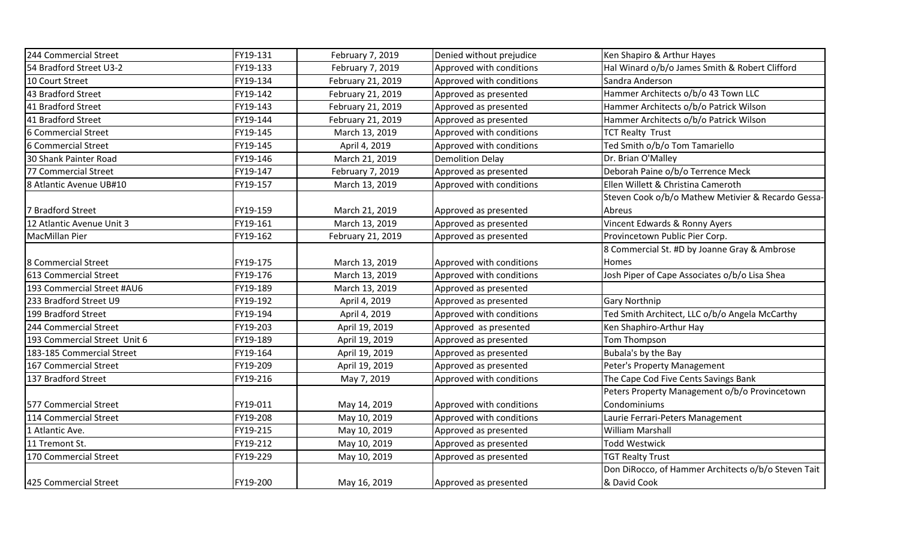| | | | | |
|---|---|---|---|---|
| 244 Commercial Street | FY19-131 | February 7, 2019 | Denied without prejudice | Ken Shapiro & Arthur Hayes |
| 54 Bradford Street U3-2 | FY19-133 | February 7, 2019 | Approved with conditions | Hal Winard o/b/o James Smith & Robert Clifford |
| 10 Court Street | FY19-134 | February 21, 2019 | Approved with conditions | Sandra Anderson |
| 43 Bradford Street | FY19-142 | February 21, 2019 | Approved as presented | Hammer Architects o/b/o 43 Town LLC |
| 41 Bradford Street | FY19-143 | February 21, 2019 | Approved as presented | Hammer Architects o/b/o Patrick Wilson |
| 41 Bradford Street | FY19-144 | February 21, 2019 | Approved as presented | Hammer Architects o/b/o Patrick Wilson |
| 6 Commercial Street | FY19-145 | March 13, 2019 | Approved with conditions | TCT Realty Trust |
| 6 Commercial Street | FY19-145 | April 4, 2019 | Approved with conditions | Ted Smith o/b/o Tom Tamariello |
| 30 Shank Painter Road | FY19-146 | March 21, 2019 | Demolition Delay | Dr. Brian O'Malley |
| 77 Commercial Street | FY19-147 | February 7, 2019 | Approved as presented | Deborah Paine o/b/o Terrence Meck |
| 8 Atlantic Avenue UB#10 | FY19-157 | March 13, 2019 | Approved with conditions | Ellen Willett & Christina Cameroth |
| 7 Bradford Street | FY19-159 | March 21, 2019 | Approved as presented | Steven Cook o/b/o Mathew Metivier & Recardo Gessa-Abreus |
| 12 Atlantic Avenue Unit 3 | FY19-161 | March 13, 2019 | Approved as presented | Vincent Edwards & Ronny Ayers |
| MacMillan Pier | FY19-162 | February 21, 2019 | Approved as presented | Provincetown Public Pier Corp. |
| 8 Commercial Street | FY19-175 | March 13, 2019 | Approved with conditions | 8 Commercial St. #D by Joanne Gray & Ambrose Homes |
| 613 Commercial Street | FY19-176 | March 13, 2019 | Approved with conditions | Josh Piper of Cape Associates o/b/o Lisa Shea |
| 193 Commercial Street #AU6 | FY19-189 | March 13, 2019 | Approved as presented | |
| 233 Bradford Street U9 | FY19-192 | April 4, 2019 | Approved as presented | Gary Northnip |
| 199 Bradford Street | FY19-194 | April 4, 2019 | Approved with conditions | Ted Smith Architect, LLC o/b/o Angela McCarthy |
| 244 Commercial Street | FY19-203 | April 19, 2019 | Approved as presented | Ken Shaphiro-Arthur Hay |
| 193 Commercial Street Unit 6 | FY19-189 | April 19, 2019 | Approved as presented | Tom Thompson |
| 183-185 Commercial Street | FY19-164 | April 19, 2019 | Approved as presented | Bubala's by the Bay |
| 167 Commercial Street | FY19-209 | April 19, 2019 | Approved as presented | Peter's Property Management |
| 137 Bradford Street | FY19-216 | May 7, 2019 | Approved with conditions | The Cape Cod Five Cents Savings Bank |
| 577 Commercial Street | FY19-011 | May 14, 2019 | Approved with conditions | Peters Property Management o/b/o Provincetown Condominiums |
| 114 Commercial Street | FY19-208 | May 10, 2019 | Approved with conditions | Laurie Ferrari-Peters Management |
| 1 Atlantic Ave. | FY19-215 | May 10, 2019 | Approved as presented | William Marshall |
| 11 Tremont St. | FY19-212 | May 10, 2019 | Approved as presented | Todd Westwick |
| 170 Commercial Street | FY19-229 | May 10, 2019 | Approved as presented | TGT Realty Trust |
| 425 Commercial Street | FY19-200 | May 16, 2019 | Approved as presented | Don DiRocco, of Hammer Architects o/b/o Steven Tait & David Cook |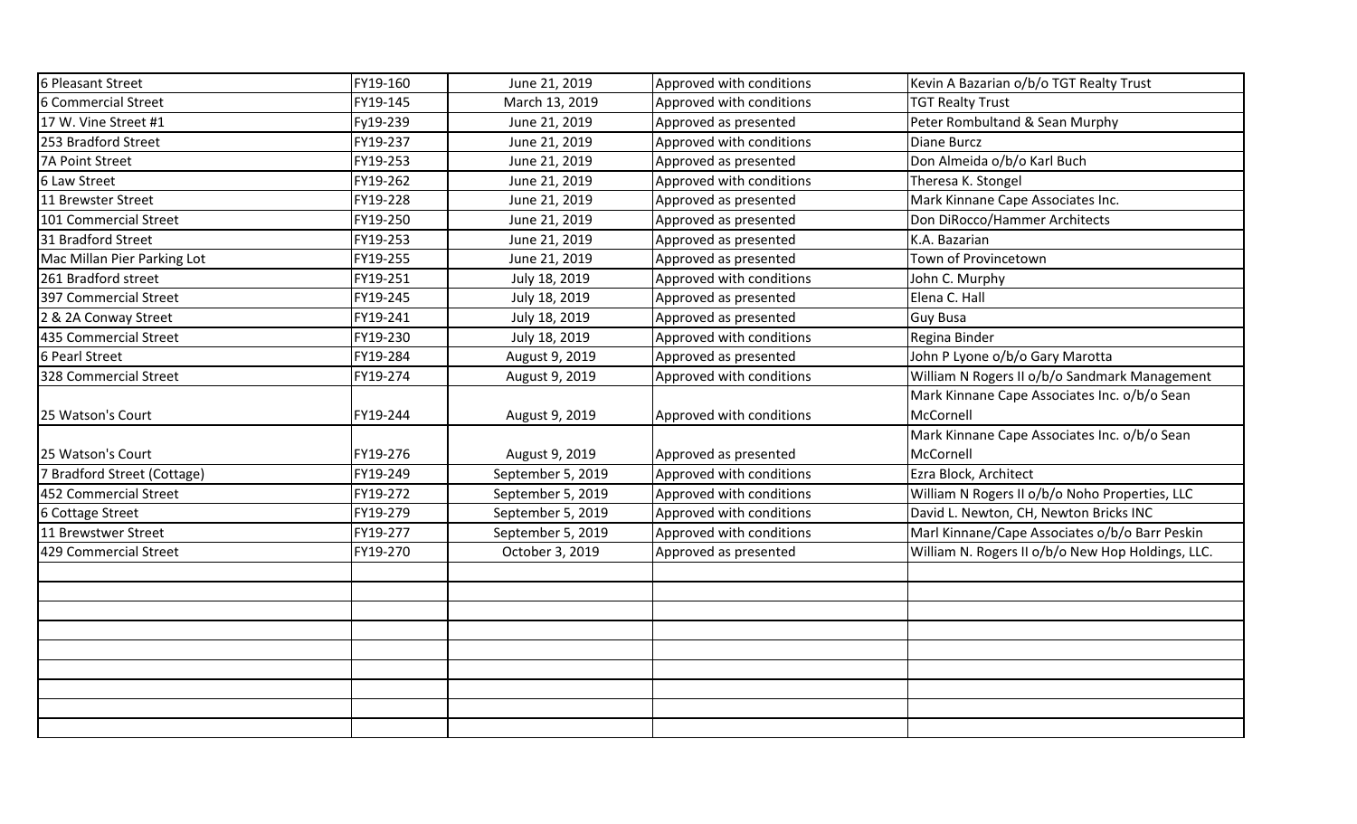| | | | | |
|---|---|---|---|---|
| 6 Pleasant Street | FY19-160 | June 21, 2019 | Approved with conditions | Kevin A Bazarian o/b/o TGT Realty Trust |
| 6 Commercial Street | FY19-145 | March 13, 2019 | Approved with conditions | TGT Realty Trust |
| 17 W. Vine Street #1 | Fy19-239 | June 21, 2019 | Approved as presented | Peter Rombultand & Sean Murphy |
| 253 Bradford Street | FY19-237 | June 21, 2019 | Approved with conditions | Diane Burcz |
| 7A Point Street | FY19-253 | June 21, 2019 | Approved as presented | Don Almeida o/b/o Karl Buch |
| 6 Law Street | FY19-262 | June 21, 2019 | Approved with conditions | Theresa K. Stongel |
| 11 Brewster Street | FY19-228 | June 21, 2019 | Approved as presented | Mark Kinnane Cape Associates Inc. |
| 101 Commercial Street | FY19-250 | June 21, 2019 | Approved as presented | Don DiRocco/Hammer Architects |
| 31 Bradford Street | FY19-253 | June 21, 2019 | Approved as presented | K.A. Bazarian |
| Mac Millan Pier Parking Lot | FY19-255 | June 21, 2019 | Approved as presented | Town of Provincetown |
| 261 Bradford street | FY19-251 | July 18, 2019 | Approved with conditions | John C. Murphy |
| 397 Commercial Street | FY19-245 | July 18, 2019 | Approved as presented | Elena C. Hall |
| 2 & 2A Conway Street | FY19-241 | July 18, 2019 | Approved as presented | Guy Busa |
| 435 Commercial Street | FY19-230 | July 18, 2019 | Approved with conditions | Regina Binder |
| 6 Pearl Street | FY19-284 | August 9, 2019 | Approved as presented | John P Lyone o/b/o Gary Marotta |
| 328 Commercial Street | FY19-274 | August 9, 2019 | Approved with conditions | William N Rogers II o/b/o Sandmark Management |
| 25 Watson's Court | FY19-244 | August 9, 2019 | Approved with conditions | Mark Kinnane Cape Associates Inc. o/b/o Sean McCornell |
| 25 Watson's Court | FY19-276 | August 9, 2019 | Approved as presented | Mark Kinnane Cape Associates Inc. o/b/o Sean McCornell |
| 7 Bradford Street (Cottage) | FY19-249 | September 5, 2019 | Approved with conditions | Ezra Block, Architect |
| 452 Commercial Street | FY19-272 | September 5, 2019 | Approved with conditions | William N Rogers II o/b/o Noho Properties, LLC |
| 6 Cottage Street | FY19-279 | September 5, 2019 | Approved with conditions | David L. Newton, CH, Newton Bricks INC |
| 11 Brewstwer Street | FY19-277 | September 5, 2019 | Approved with conditions | Marl Kinnane/Cape Associates o/b/o Barr Peskin |
| 429 Commercial Street | FY19-270 | October 3, 2019 | Approved as presented | William N. Rogers II o/b/o New Hop Holdings, LLC. |
| | | | | |
| | | | | |
| | | | | |
| | | | | |
| | | | | |
| | | | | |
| | | | | |
| | | | | |
| | | | | |